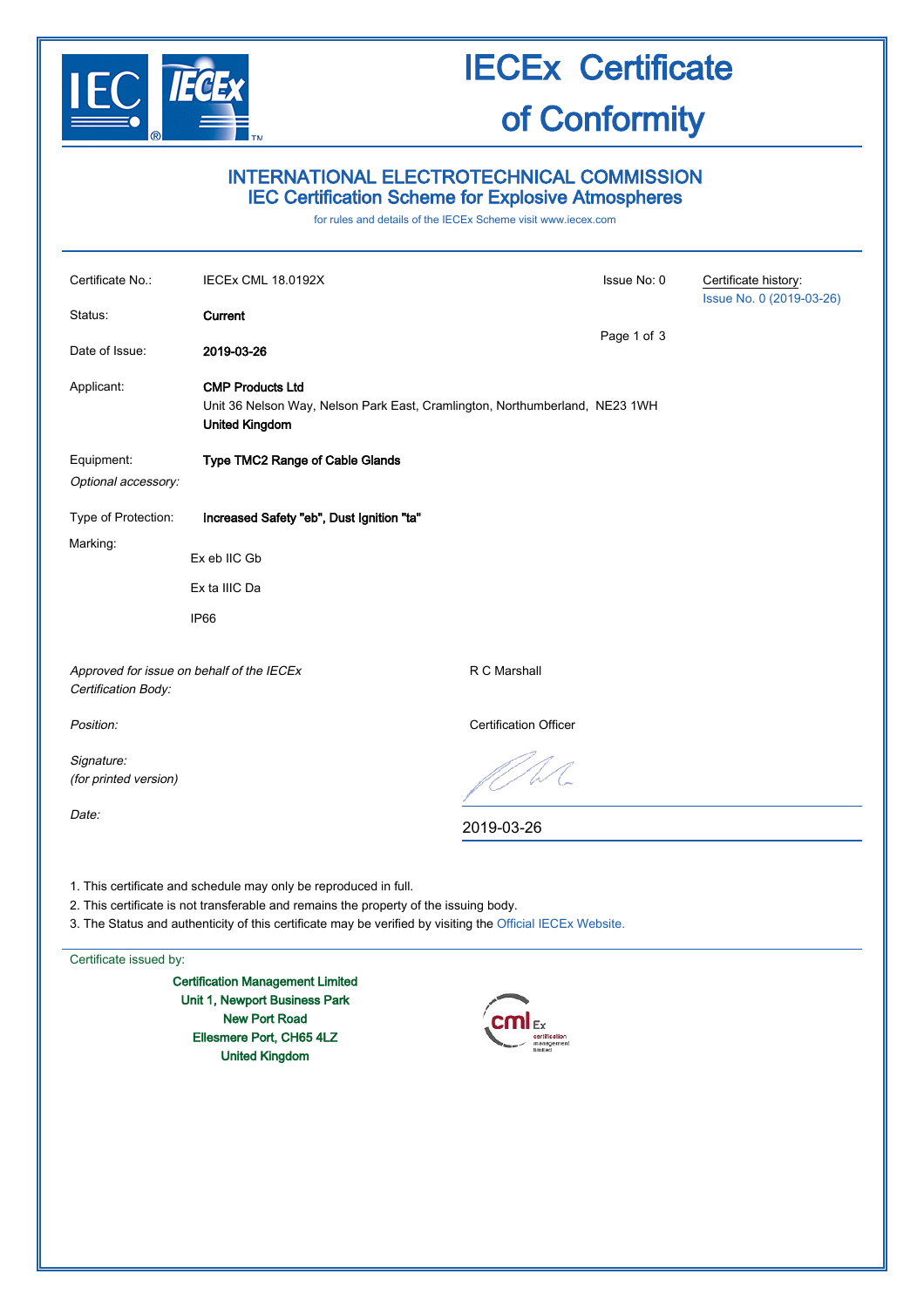# IECEx Certificate of Conformity

## INTERNATIONAL ELECTROTECHNICAL COMMISSION
## IEC Certification Scheme for Explosive Atmospheres

for rules and details of the IECEx Scheme visit www.iecex.com

| | | | |
|---|---|---|---|
| Certificate No.: | IECEx CML 18.0192X | Issue No: 0 | Certificate history: Issue No. 0 (2019-03-26) |
| Status: | **Current** | | |
| Date of Issue: | **2019-03-26** | | |

Applicant: **CMP Products Ltd**
Unit 36 Nelson Way, Nelson Park East, Cramlington, Northumberland, NE23 1WH
**United Kingdom**

Equipment: **Type TMC2 Range of Cable Glands**

*Optional accessory:*

Type of Protection: **Increased Safety "eb", Dust Ignition "ta"**

Marking:

Ex eb IIC Gb

Ex ta IIIC Da

IP66

*Approved for issue on behalf of the IECEx Certification Body:* R C Marshall

*Position:* Certification Officer

*Signature: (for printed version)*

*Date:* 2019-03-26

1. This certificate and schedule may only be reproduced in full.
2. This certificate is not transferable and remains the property of the issuing body.
3. The Status and authenticity of this certificate may be verified by visiting the Official IECEx Website.

Certificate issued by:

**Certification Management Limited**
**Unit 1, Newport Business Park**
**New Port Road**
**Ellesmere Port, CH65 4LZ**
**United Kingdom**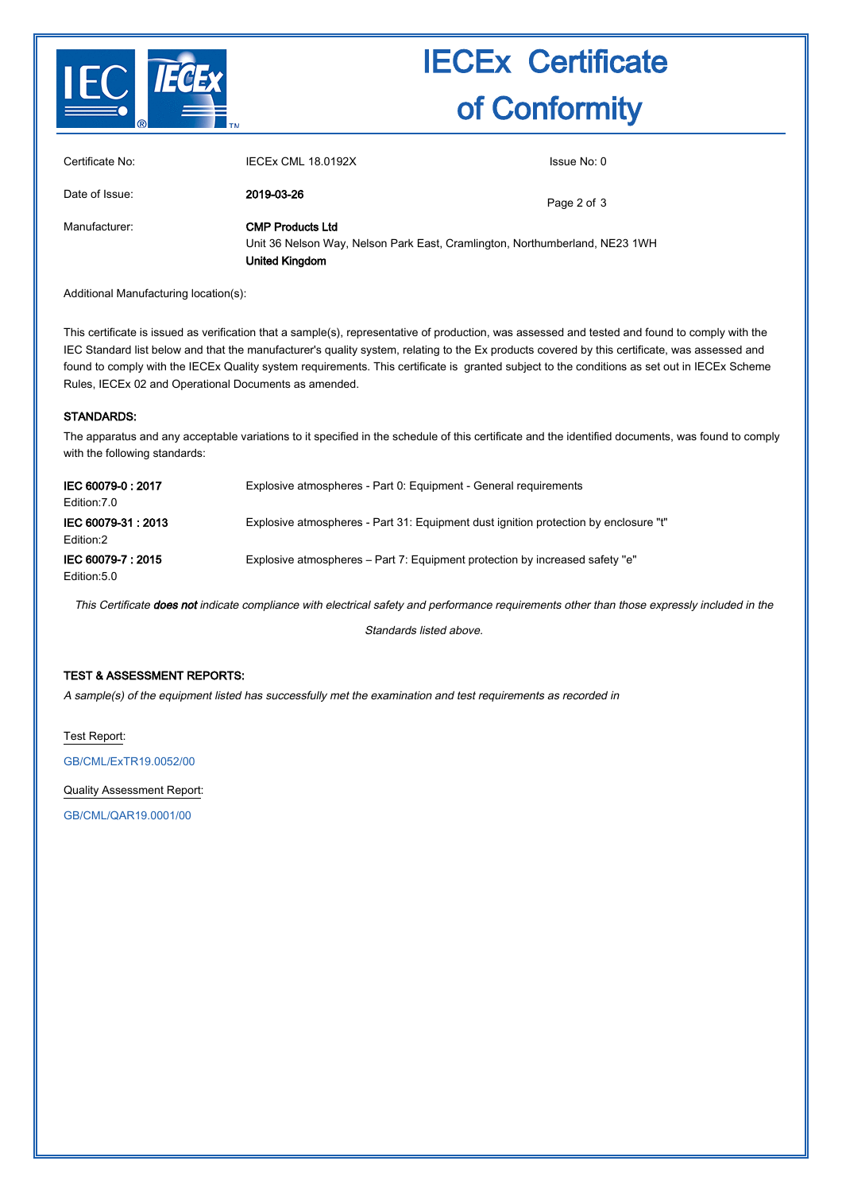# IECEx Certificate of Conformity

| | | |
|---|---|---|
| Certificate No: | IECEx CML 18.0192X | Issue No: 0 |
| Date of Issue: | **2019-03-26** | |
| Manufacturer: | **CMP Products Ltd**<br>Unit 36 Nelson Way, Nelson Park East, Cramlington, Northumberland, NE23 1WH<br>**United Kingdom** | |

Additional Manufacturing location(s):

This certificate is issued as verification that a sample(s), representative of production, was assessed and tested and found to comply with the IEC Standard list below and that the manufacturer's quality system, relating to the Ex products covered by this certificate, was assessed and found to comply with the IECEx Quality system requirements. This certificate is granted subject to the conditions as set out in IECEx Scheme Rules, IECEx 02 and Operational Documents as amended.

**STANDARDS:**

The apparatus and any acceptable variations to it specified in the schedule of this certificate and the identified documents, was found to comply with the following standards:

| | |
|---|---|
| **IEC 60079-0 : 2017**<br>Edition:7.0 | Explosive atmospheres - Part 0: Equipment - General requirements |
| **IEC 60079-31 : 2013**<br>Edition:2 | Explosive atmospheres - Part 31: Equipment dust ignition protection by enclosure "t" |
| **IEC 60079-7 : 2015**<br>Edition:5.0 | Explosive atmospheres – Part 7: Equipment protection by increased safety "e" |

*This Certificate* ***does not*** *indicate compliance with electrical safety and performance requirements other than those expressly included in the Standards listed above.*

**TEST & ASSESSMENT REPORTS:**

*A sample(s) of the equipment listed has successfully met the examination and test requirements as recorded in*

Test Report:

GB/CML/ExTR19.0052/00

Quality Assessment Report:

GB/CML/QAR19.0001/00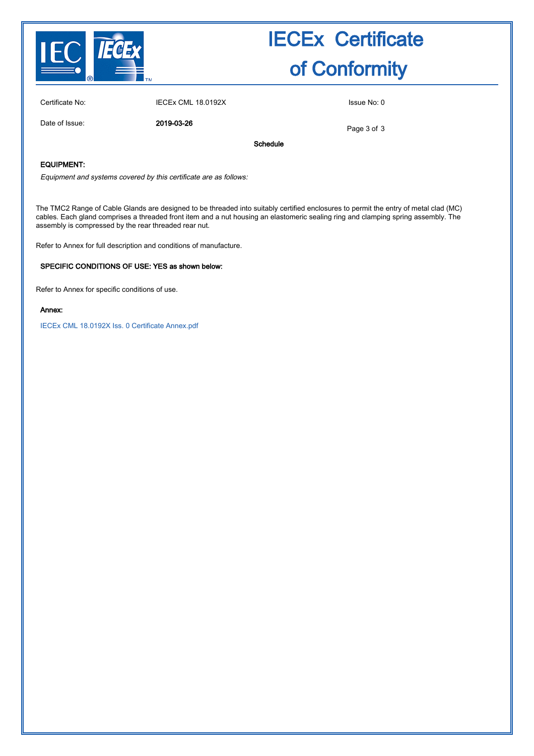# IECEx Certificate of Conformity

Certificate No: IECEx CML 18.0192X

Issue No: 0

Date of Issue: **2019-03-26**

**Schedule**

**EQUIPMENT:**

*Equipment and systems covered by this certificate are as follows:*

The TMC2 Range of Cable Glands are designed to be threaded into suitably certified enclosures to permit the entry of metal clad (MC) cables. Each gland comprises a threaded front item and a nut housing an elastomeric sealing ring and clamping spring assembly. The assembly is compressed by the rear threaded rear nut.

Refer to Annex for full description and conditions of manufacture.

**SPECIFIC CONDITIONS OF USE: YES as shown below:**

Refer to Annex for specific conditions of use.

**Annex:**

IECEx CML 18.0192X Iss. 0 Certificate Annex.pdf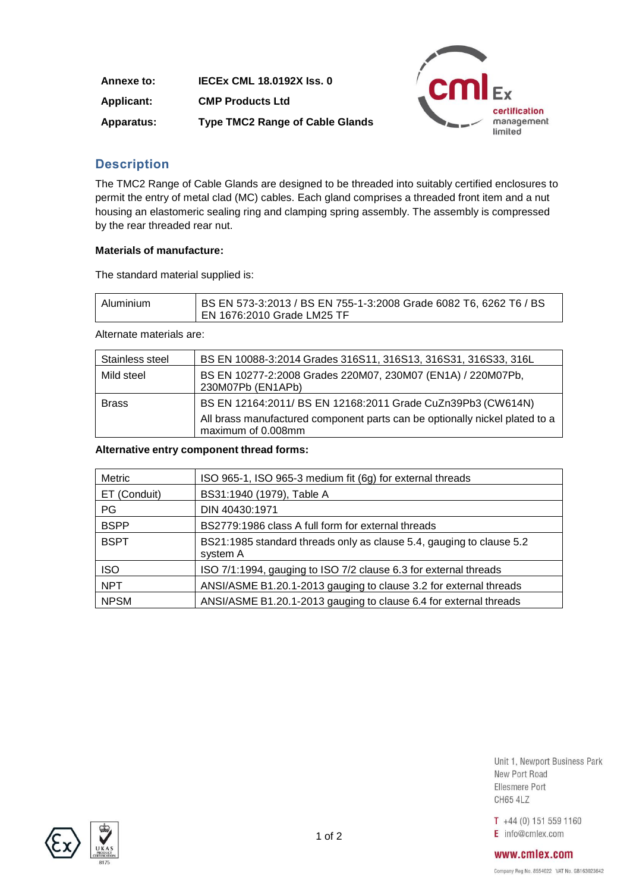| | |
|---|---|
| **Annexe to:** | **IECEx CML 18.0192X Iss. 0** |
| **Applicant:** | **CMP Products Ltd** |
| **Apparatus:** | **Type TMC2 Range of Cable Glands** |

## Description

The TMC2 Range of Cable Glands are designed to be threaded into suitably certified enclosures to permit the entry of metal clad (MC) cables. Each gland comprises a threaded front item and a nut housing an elastomeric sealing ring and clamping spring assembly. The assembly is compressed by the rear threaded rear nut.

**Materials of manufacture:**

The standard material supplied is:

| | |
|---|---|
| Aluminium | BS EN 573-3:2013 / BS EN 755-1-3:2008 Grade 6082 T6, 6262 T6 / BS EN 1676:2010 Grade LM25 TF |

Alternate materials are:

| | |
|---|---|
| Stainless steel | BS EN 10088-3:2014 Grades 316S11, 316S13, 316S31, 316S33, 316L |
| Mild steel | BS EN 10277-2:2008 Grades 220M07, 230M07 (EN1A) / 220M07Pb, 230M07Pb (EN1APb) |
| Brass | BS EN 12164:2011/ BS EN 12168:2011 Grade CuZn39Pb3 (CW614N)<br>All brass manufactured component parts can be optionally nickel plated to a maximum of 0.008mm |

**Alternative entry component thread forms:**

| | |
|---|---|
| Metric | ISO 965-1, ISO 965-3 medium fit (6g) for external threads |
| ET (Conduit) | BS31:1940 (1979), Table A |
| PG | DIN 40430:1971 |
| BSPP | BS2779:1986 class A full form for external threads |
| BSPT | BS21:1985 standard threads only as clause 5.4, gauging to clause 5.2 system A |
| ISO | ISO 7/1:1994, gauging to ISO 7/2 clause 6.3 for external threads |
| NPT | ANSI/ASME B1.20.1-2013 gauging to clause 3.2 for external threads |
| NPSM | ANSI/ASME B1.20.1-2013 gauging to clause 6.4 for external threads |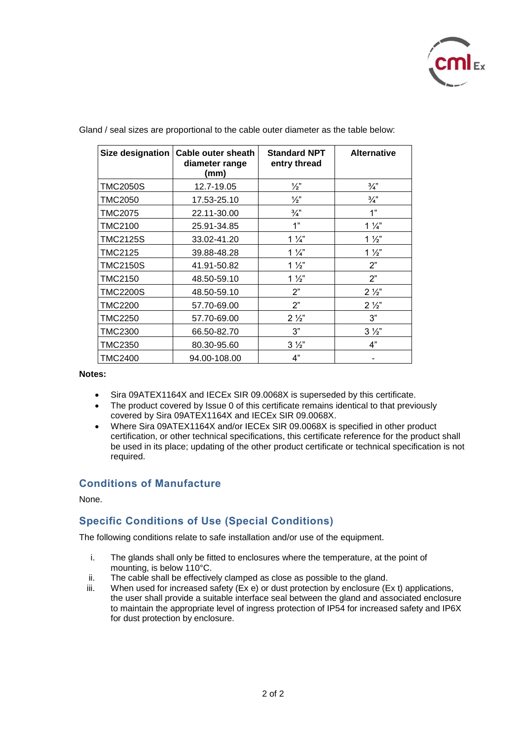Gland / seal sizes are proportional to the cable outer diameter as the table below:

| Size designation | Cable outer sheath diameter range (mm) | Standard NPT entry thread | Alternative |
|---|---|---|---|
| TMC2050S | 12.7-19.05 | ½" | ¾" |
| TMC2050 | 17.53-25.10 | ½" | ¾" |
| TMC2075 | 22.11-30.00 | ¾" | 1" |
| TMC2100 | 25.91-34.85 | 1" | 1 ¼" |
| TMC2125S | 33.02-41.20 | 1 ¼" | 1 ½" |
| TMC2125 | 39.88-48.28 | 1 ¼" | 1 ½" |
| TMC2150S | 41.91-50.82 | 1 ½" | 2" |
| TMC2150 | 48.50-59.10 | 1 ½" | 2" |
| TMC2200S | 48.50-59.10 | 2" | 2 ½" |
| TMC2200 | 57.70-69.00 | 2" | 2 ½" |
| TMC2250 | 57.70-69.00 | 2 ½" | 3" |
| TMC2300 | 66.50-82.70 | 3" | 3 ½" |
| TMC2350 | 80.30-95.60 | 3 ½" | 4" |
| TMC2400 | 94.00-108.00 | 4" | - |

**Notes:**

- Sira 09ATEX1164X and IECEx SIR 09.0068X is superseded by this certificate.
- The product covered by Issue 0 of this certificate remains identical to that previously covered by Sira 09ATEX1164X and IECEx SIR 09.0068X.
- Where Sira 09ATEX1164X and/or IECEx SIR 09.0068X is specified in other product certification, or other technical specifications, this certificate reference for the product shall be used in its place; updating of the other product certificate or technical specification is not required.

## Conditions of Manufacture

None.

## Specific Conditions of Use (Special Conditions)

The following conditions relate to safe installation and/or use of the equipment.

i. The glands shall only be fitted to enclosures where the temperature, at the point of mounting, is below 110°C.
ii. The cable shall be effectively clamped as close as possible to the gland.
iii. When used for increased safety (Ex e) or dust protection by enclosure (Ex t) applications, the user shall provide a suitable interface seal between the gland and associated enclosure to maintain the appropriate level of ingress protection of IP54 for increased safety and IP6X for dust protection by enclosure.